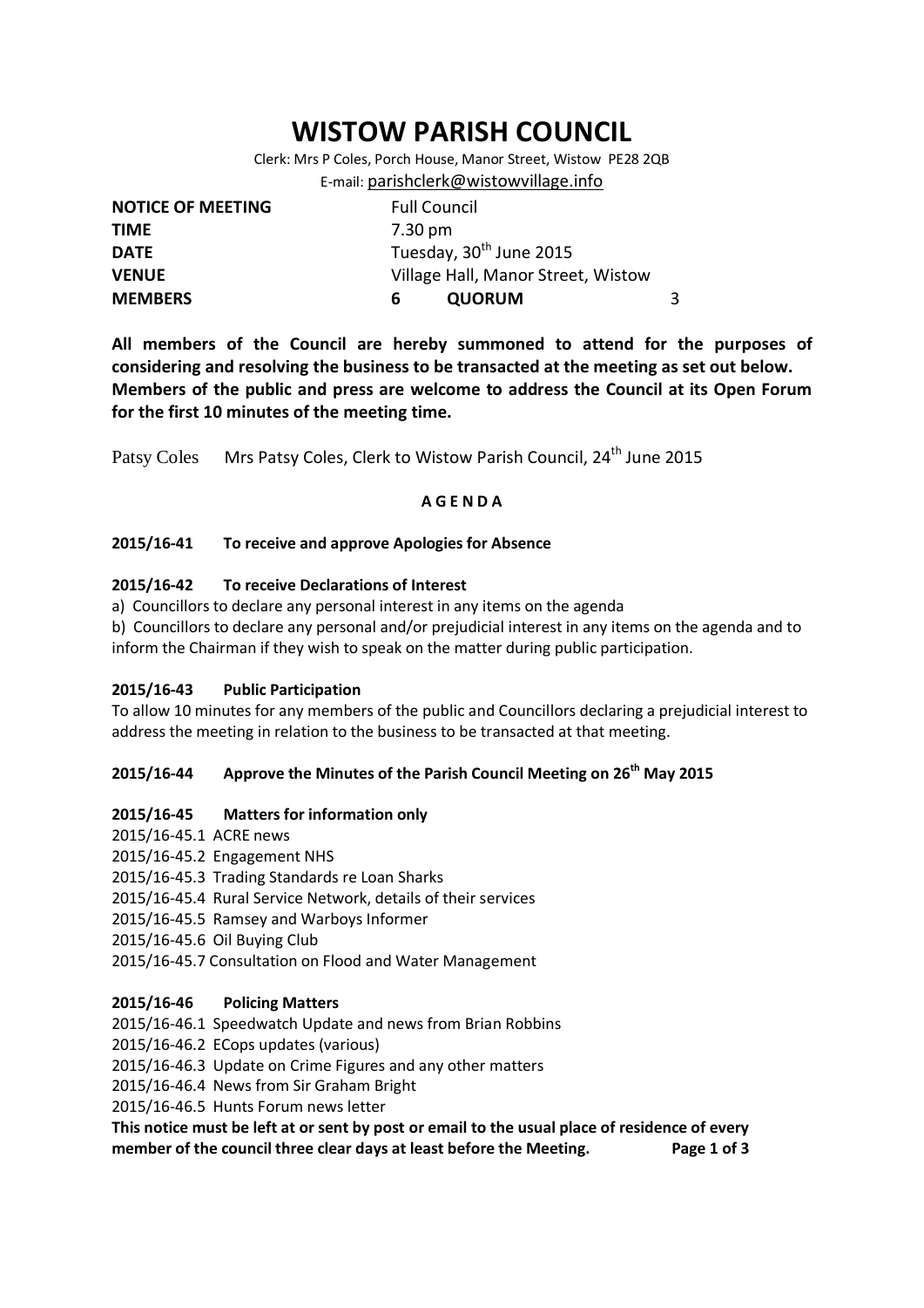# WISTOW PARISH COUNCIL

Clerk: Mrs P Coles, Porch House, Manor Street, Wistow PE28 2QB
E-mail: parishclerk@wistowvillage.info

| | | | |
|---|---|---|---|
| **NOTICE OF MEETING** | Full Council | | |
| **TIME** | 7.30 pm | | |
| **DATE** | Tuesday, 30th June 2015 | | |
| **VENUE** | Village Hall, Manor Street, Wistow | | |
| **MEMBERS** | **6** | **QUORUM** | 3 |

**All members of the Council are hereby summoned to attend for the purposes of considering and resolving the business to be transacted at the meeting as set out below. Members of the public and press are welcome to address the Council at its Open Forum for the first 10 minutes of the meeting time.**

Patsy Coles Mrs Patsy Coles, Clerk to Wistow Parish Council, 24th June 2015

**A G E N D A**

### 2015/16-41 To receive and approve Apologies for Absence

### 2015/16-42 To receive Declarations of Interest

a) Councillors to declare any personal interest in any items on the agenda

b) Councillors to declare any personal and/or prejudicial interest in any items on the agenda and to inform the Chairman if they wish to speak on the matter during public participation.

### 2015/16-43 Public Participation

To allow 10 minutes for any members of the public and Councillors declaring a prejudicial interest to address the meeting in relation to the business to be transacted at that meeting.

### 2015/16-44 Approve the Minutes of the Parish Council Meeting on 26th May 2015

### 2015/16-45 Matters for information only

2015/16-45.1 ACRE news
2015/16-45.2 Engagement NHS
2015/16-45.3 Trading Standards re Loan Sharks
2015/16-45.4 Rural Service Network, details of their services
2015/16-45.5 Ramsey and Warboys Informer
2015/16-45.6 Oil Buying Club
2015/16-45.7 Consultation on Flood and Water Management

### 2015/16-46 Policing Matters

2015/16-46.1 Speedwatch Update and news from Brian Robbins
2015/16-46.2 ECops updates (various)
2015/16-46.3 Update on Crime Figures and any other matters
2015/16-46.4 News from Sir Graham Bright
2015/16-46.5 Hunts Forum news letter

**This notice must be left at or sent by post or email to the usual place of residence of every member of the council three clear days at least before the Meeting.**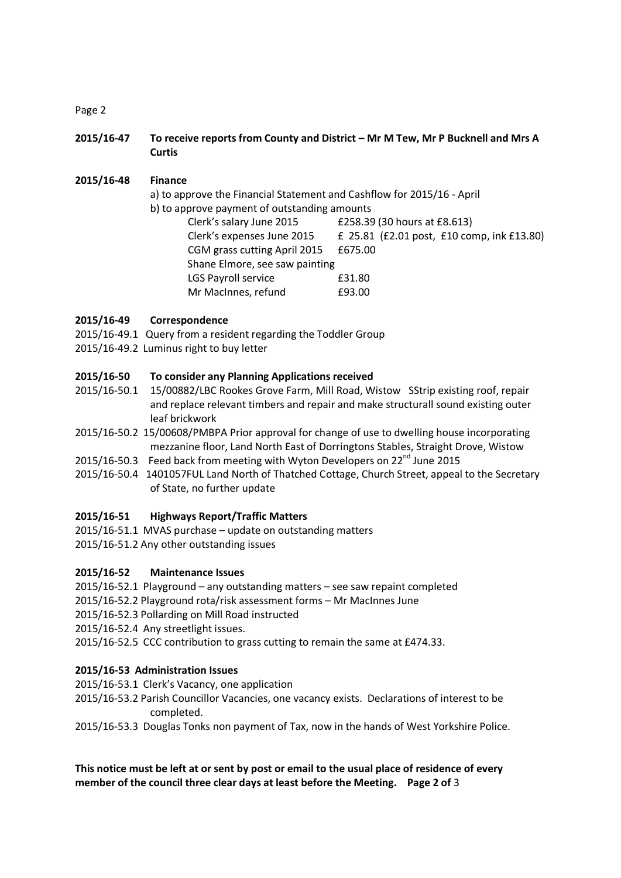**2015/16-47 To receive reports from County and District – Mr M Tew, Mr P Bucknell and Mrs A Curtis**

**2015/16-48 Finance**

a) to approve the Financial Statement and Cashflow for 2015/16 - April

b) to approve payment of outstanding amounts

| | |
|---|---|
| Clerk's salary June 2015 | £258.39 (30 hours at £8.613) |
| Clerk's expenses June 2015 | £ 25.81 (£2.01 post, £10 comp, ink £13.80) |
| CGM grass cutting April 2015 | £675.00 |
| Shane Elmore, see saw painting | |
| LGS Payroll service | £31.80 |
| Mr MacInnes, refund | £93.00 |

**2015/16-49 Correspondence**

2015/16-49.1 Query from a resident regarding the Toddler Group

2015/16-49.2 Luminus right to buy letter

**2015/16-50 To consider any Planning Applications received**

2015/16-50.1 15/00882/LBC Rookes Grove Farm, Mill Road, Wistow SStrip existing roof, repair and replace relevant timbers and repair and make structurall sound existing outer leaf brickwork

2015/16-50.2 15/00608/PMBPA Prior approval for change of use to dwelling house incorporating mezzanine floor, Land North East of Dorringtons Stables, Straight Drove, Wistow

2015/16-50.3 Feed back from meeting with Wyton Developers on 22nd June 2015

2015/16-50.4 1401057FUL Land North of Thatched Cottage, Church Street, appeal to the Secretary of State, no further update

**2015/16-51 Highways Report/Traffic Matters**

2015/16-51.1 MVAS purchase – update on outstanding matters

2015/16-51.2 Any other outstanding issues

**2015/16-52 Maintenance Issues**

2015/16-52.1 Playground – any outstanding matters – see saw repaint completed

2015/16-52.2 Playground rota/risk assessment forms – Mr MacInnes June

2015/16-52.3 Pollarding on Mill Road instructed

2015/16-52.4 Any streetlight issues.

2015/16-52.5 CCC contribution to grass cutting to remain the same at £474.33.

**2015/16-53 Administration Issues**

2015/16-53.1 Clerk's Vacancy, one application

2015/16-53.2 Parish Councillor Vacancies, one vacancy exists. Declarations of interest to be completed.

2015/16-53.3 Douglas Tonks non payment of Tax, now in the hands of West Yorkshire Police.

**This notice must be left at or sent by post or email to the usual place of residence of every member of the council three clear days at least before the Meeting.**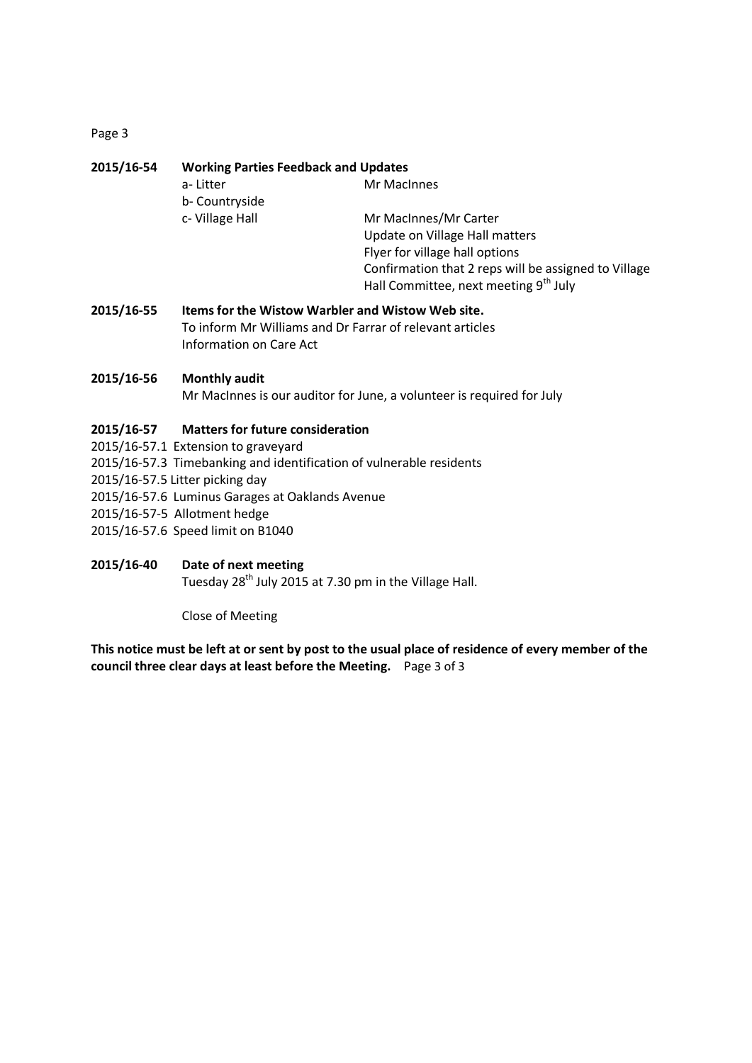**2015/16-54 Working Parties Feedback and Updates**

| | |
|---|---|
| a- Litter | Mr MacInnes |
| b- Countryside | |
| c- Village Hall | Mr MacInnes/Mr Carter<br>Update on Village Hall matters<br>Flyer for village hall options<br>Confirmation that 2 reps will be assigned to Village Hall Committee, next meeting 9th July |

**2015/16-55 Items for the Wistow Warbler and Wistow Web site.**

To inform Mr Williams and Dr Farrar of relevant articles
Information on Care Act

**2015/16-56 Monthly audit**

Mr MacInnes is our auditor for June, a volunteer is required for July

**2015/16-57 Matters for future consideration**

2015/16-57.1 Extension to graveyard
2015/16-57.3 Timebanking and identification of vulnerable residents
2015/16-57.5 Litter picking day
2015/16-57.6 Luminus Garages at Oaklands Avenue
2015/16-57-5 Allotment hedge
2015/16-57.6 Speed limit on B1040

**2015/16-40 Date of next meeting**

Tuesday 28th July 2015 at 7.30 pm in the Village Hall.

Close of Meeting

**This notice must be left at or sent by post to the usual place of residence of every member of the council three clear days at least before the Meeting.**